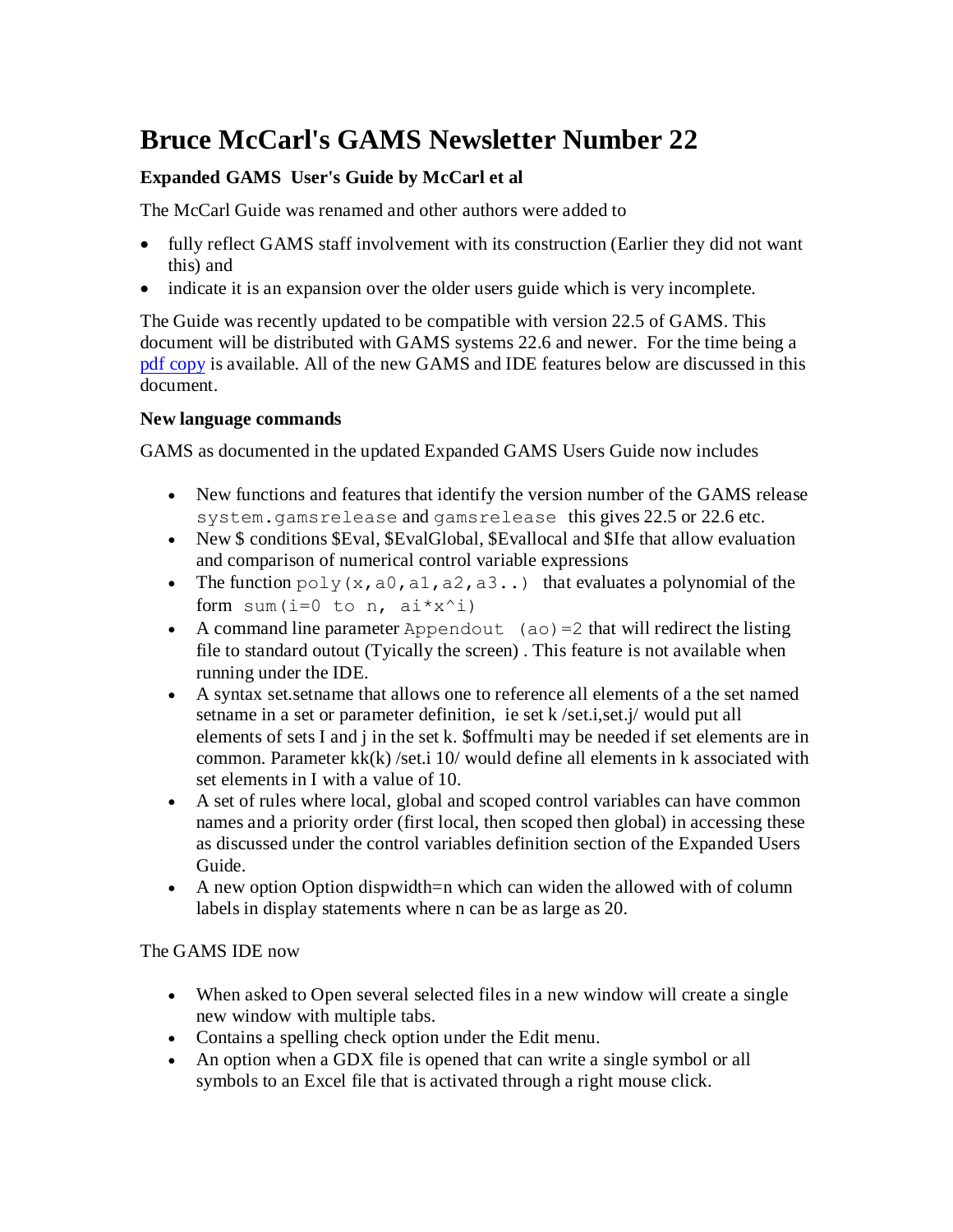# Bruce McCarl's GAMS Newsletter Number 22

### Expanded GAMS User's Guide by McCarl et al

The McCarl Guide was renamed and other authors were added to

- fully reflect GAMS staff involvement with its construction (Earlier they did not want this) and
- indicate it is an expansion over the older users guide which is very incomplete.

The Guide was recently updated to be compatible with version 22.5 of GAMS. This document will be distributed with GAMS systems 22.6 and newer. For the time being a [pdf copy]() is available. All of the new GAMS and IDE features below are discussed in this document.

### New language commands

GAMS as documented in the updated Expanded GAMS Users Guide now includes

- New functions and features that identify the version number of the GAMS release `system.gamsrelease` and `gamsrelease` this gives 22.5 or 22.6 etc.
- New $ conditions $Eval, $EvalGlobal, $Evallocal and $Ife that allow evaluation and comparison of numerical control variable expressions
- The function `poly(x,a0,a1,a2,a3..)` that evaluates a polynomial of the form `sum(i=0 to n, ai*x^i)`
- A command line parameter `Appendout (ao)=2` that will redirect the listing file to standard outout (Tyically the screen) . This feature is not available when running under the IDE.
- A syntax set.setname that allows one to reference all elements of a the set named setname in a set or parameter definition, ie set k /set.i,set.j/ would put all elements of sets I and j in the set k. $offmulti may be needed if set elements are in common. Parameter kk(k) /set.i 10/ would define all elements in k associated with set elements in I with a value of 10.
- A set of rules where local, global and scoped control variables can have common names and a priority order (first local, then scoped then global) in accessing these as discussed under the control variables definition section of the Expanded Users Guide.
- A new option Option dispwidth=n which can widen the allowed with of column labels in display statements where n can be as large as 20.

The GAMS IDE now

- When asked to Open several selected files in a new window will create a single new window with multiple tabs.
- Contains a spelling check option under the Edit menu.
- An option when a GDX file is opened that can write a single symbol or all symbols to an Excel file that is activated through a right mouse click.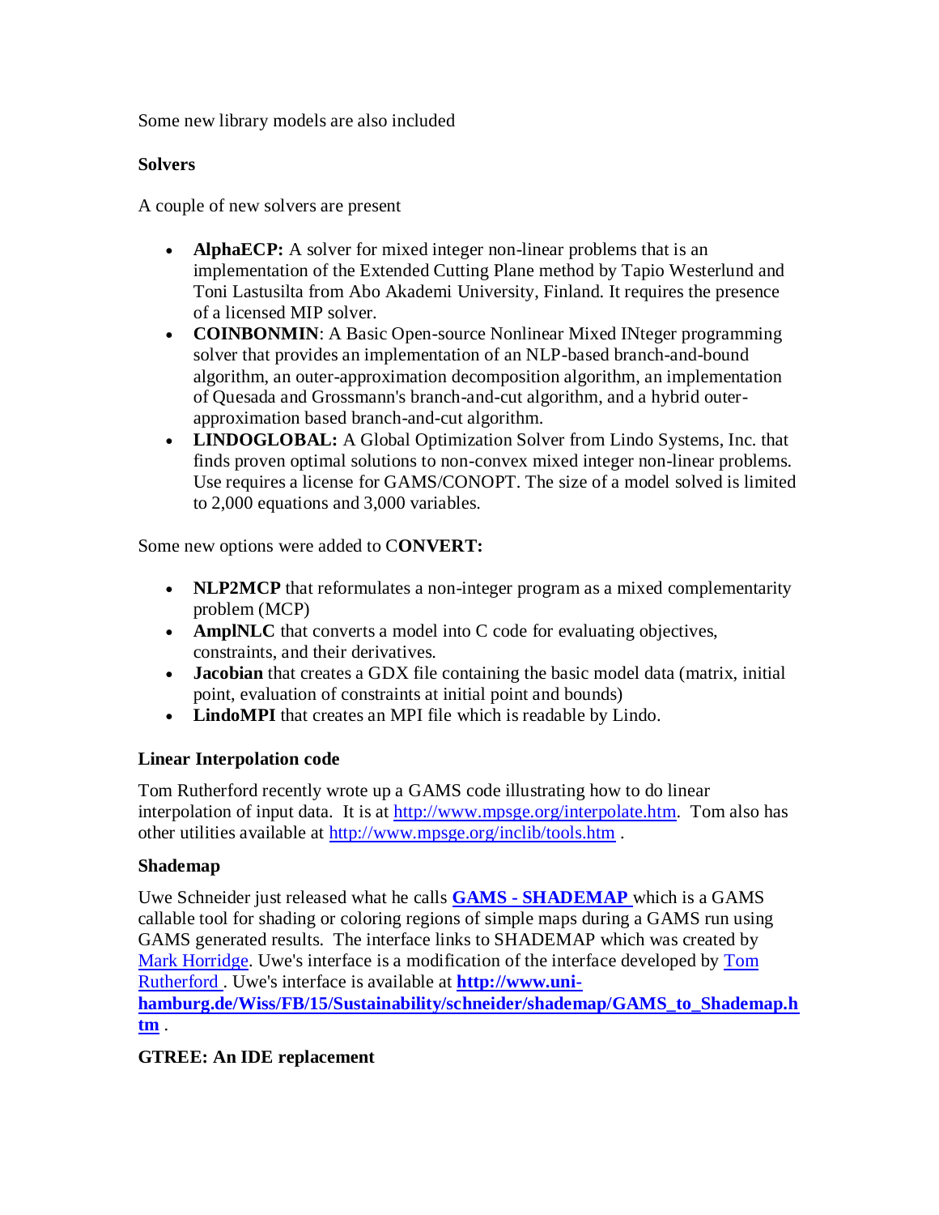Some new library models are also included

**Solvers**

A couple of new solvers are present

- **AlphaECP:** A solver for mixed integer non-linear problems that is an implementation of the Extended Cutting Plane method by Tapio Westerlund and Toni Lastusilta from Abo Akademi University, Finland. It requires the presence of a licensed MIP solver.
- **COINBONMIN**: A Basic Open-source Nonlinear Mixed INteger programming solver that provides an implementation of an NLP-based branch-and-bound algorithm, an outer-approximation decomposition algorithm, an implementation of Quesada and Grossmann's branch-and-cut algorithm, and a hybrid outer-approximation based branch-and-cut algorithm.
- **LINDOGLOBAL:** A Global Optimization Solver from Lindo Systems, Inc. that finds proven optimal solutions to non-convex mixed integer non-linear problems. Use requires a license for GAMS/CONOPT. The size of a model solved is limited to 2,000 equations and 3,000 variables.

Some new options were added to C**ONVERT:**

- **NLP2MCP** that reformulates a non-integer program as a mixed complementarity problem (MCP)
- **AmplNLC** that converts a model into C code for evaluating objectives, constraints, and their derivatives.
- **Jacobian** that creates a GDX file containing the basic model data (matrix, initial point, evaluation of constraints at initial point and bounds)
- **LindoMPI** that creates an MPI file which is readable by Lindo.

**Linear Interpolation code**

Tom Rutherford recently wrote up a GAMS code illustrating how to do linear interpolation of input data. It is at http://www.mpsge.org/interpolate.htm. Tom also has other utilities available at http://www.mpsge.org/inclib/tools.htm .

**Shademap**

Uwe Schneider just released what he calls **GAMS - SHADEMAP** which is a GAMS callable tool for shading or coloring regions of simple maps during a GAMS run using GAMS generated results. The interface links to SHADEMAP which was created by Mark Horridge. Uwe's interface is a modification of the interface developed by Tom Rutherford . Uwe's interface is available at **http://www.uni-hamburg.de/Wiss/FB/15/Sustainability/schneider/shademap/GAMS_to_Shademap.htm** .

**GTREE: An IDE replacement**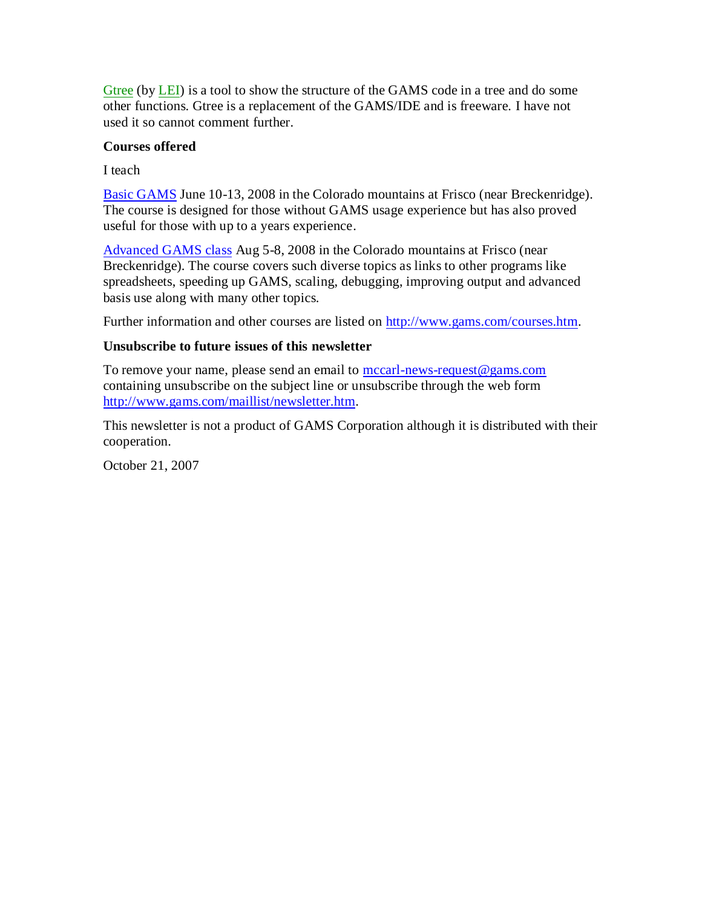Gtree (by LEI) is a tool to show the structure of the GAMS code in a tree and do some other functions. Gtree is a replacement of the GAMS/IDE and is freeware. I have not used it so cannot comment further.

**Courses offered**

I teach

Basic GAMS June 10-13, 2008 in the Colorado mountains at Frisco (near Breckenridge). The course is designed for those without GAMS usage experience but has also proved useful for those with up to a years experience.

Advanced GAMS class Aug 5-8, 2008 in the Colorado mountains at Frisco (near Breckenridge). The course covers such diverse topics as links to other programs like spreadsheets, speeding up GAMS, scaling, debugging, improving output and advanced basis use along with many other topics.

Further information and other courses are listed on http://www.gams.com/courses.htm.

**Unsubscribe to future issues of this newsletter**

To remove your name, please send an email to mccarl-news-request@gams.com containing unsubscribe on the subject line or unsubscribe through the web form http://www.gams.com/maillist/newsletter.htm.

This newsletter is not a product of GAMS Corporation although it is distributed with their cooperation.

October 21, 2007